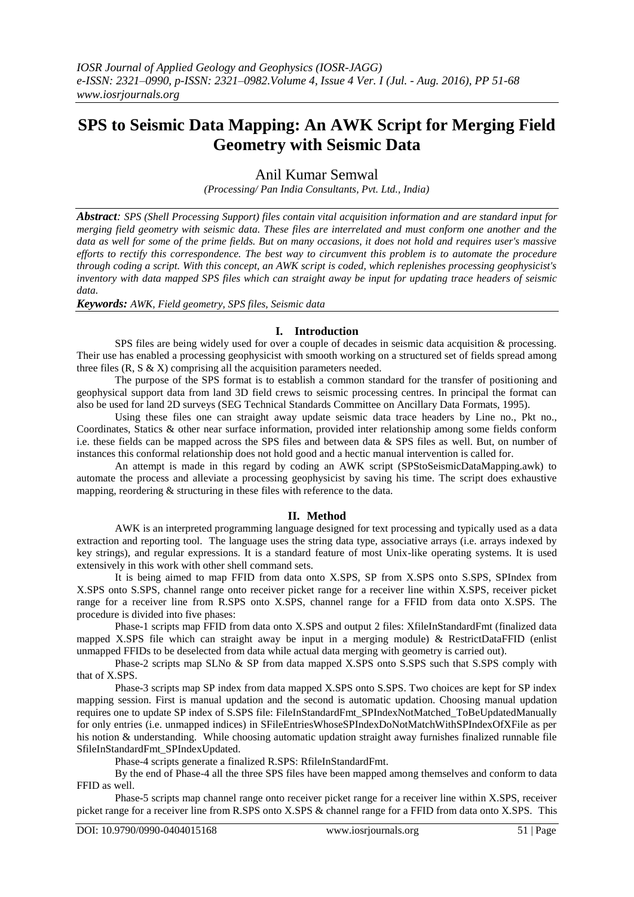*IOSR Journal of Applied Geology and Geophysics (IOSR-JAGG)*
*e-ISSN: 2321–0990, p-ISSN: 2321–0982.Volume 4, Issue 4 Ver. I (Jul. - Aug. 2016), PP 51-68*
*www.iosrjournals.org*

# SPS to Seismic Data Mapping: An AWK Script for Merging Field Geometry with Seismic Data

Anil Kumar Semwal

*(Processing/ Pan India Consultants, Pvt. Ltd., India)*

***Abstract**: SPS (Shell Processing Support) files contain vital acquisition information and are standard input for merging field geometry with seismic data. These files are interrelated and must conform one another and the data as well for some of the prime fields. But on many occasions, it does not hold and requires user's massive efforts to rectify this correspondence. The best way to circumvent this problem is to automate the procedure through coding a script. With this concept, an AWK script is coded, which replenishes processing geophysicist's inventory with data mapped SPS files which can straight away be input for updating trace headers of seismic data.*

***Keywords:** AWK, Field geometry, SPS files, Seismic data*

## I. Introduction

SPS files are being widely used for over a couple of decades in seismic data acquisition & processing. Their use has enabled a processing geophysicist with smooth working on a structured set of fields spread among three files (R, S & X) comprising all the acquisition parameters needed.

The purpose of the SPS format is to establish a common standard for the transfer of positioning and geophysical support data from land 3D field crews to seismic processing centres. In principal the format can also be used for land 2D surveys (SEG Technical Standards Committee on Ancillary Data Formats, 1995).

Using these files one can straight away update seismic data trace headers by Line no., Pkt no., Coordinates, Statics & other near surface information, provided inter relationship among some fields conform i.e. these fields can be mapped across the SPS files and between data & SPS files as well. But, on number of instances this conformal relationship does not hold good and a hectic manual intervention is called for.

An attempt is made in this regard by coding an AWK script (SPStoSeismicDataMapping.awk) to automate the process and alleviate a processing geophysicist by saving his time. The script does exhaustive mapping, reordering & structuring in these files with reference to the data.

## II. Method

AWK is an interpreted programming language designed for text processing and typically used as a data extraction and reporting tool. The language uses the string data type, associative arrays (i.e. arrays indexed by key strings), and regular expressions. It is a standard feature of most Unix-like operating systems. It is used extensively in this work with other shell command sets.

It is being aimed to map FFID from data onto X.SPS, SP from X.SPS onto S.SPS, SPIndex from X.SPS onto S.SPS, channel range onto receiver picket range for a receiver line within X.SPS, receiver picket range for a receiver line from R.SPS onto X.SPS, channel range for a FFID from data onto X.SPS. The procedure is divided into five phases:

Phase-1 scripts map FFID from data onto X.SPS and output 2 files: XfileInStandardFmt (finalized data mapped X.SPS file which can straight away be input in a merging module) & RestrictDataFFID (enlist unmapped FFIDs to be deselected from data while actual data merging with geometry is carried out).

Phase-2 scripts map SLNo & SP from data mapped X.SPS onto S.SPS such that S.SPS comply with that of X.SPS.

Phase-3 scripts map SP index from data mapped X.SPS onto S.SPS. Two choices are kept for SP index mapping session. First is manual updation and the second is automatic updation. Choosing manual updation requires one to update SP index of S.SPS file: FileInStandardFmt_SPIndexNotMatched_ToBeUpdatedManually for only entries (i.e. unmapped indices) in SFileEntriesWhoseSPIndexDoNotMatchWithSPIndexOfXFile as per his notion & understanding. While choosing automatic updation straight away furnishes finalized runnable file SfileInStandardFmt_SPIndexUpdated.

Phase-4 scripts generate a finalized R.SPS: RfileInStandardFmt.

By the end of Phase-4 all the three SPS files have been mapped among themselves and conform to data FFID as well.

Phase-5 scripts map channel range onto receiver picket range for a receiver line within X.SPS, receiver picket range for a receiver line from R.SPS onto X.SPS & channel range for a FFID from data onto X.SPS. This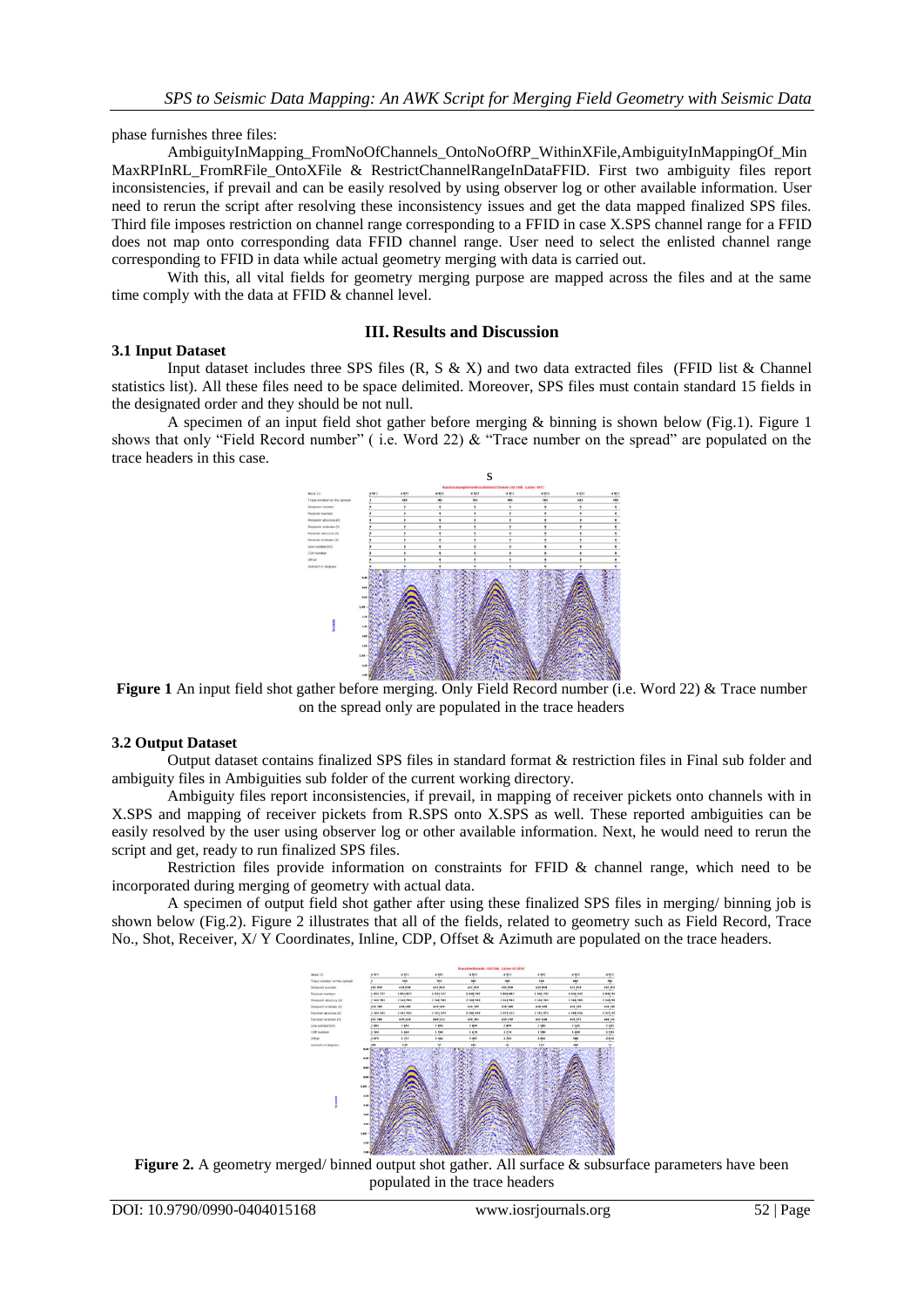phase furnishes three files:

AmbiguityInMapping_FromNoOfChannels_OntoNoOfRP_WithinXFile,AmbiguityInMappingOf_MinMaxRPInRL_FromRFile_OntoXFile & RestrictChannelRangeInDataFFID. First two ambiguity files report inconsistencies, if prevail and can be easily resolved by using observer log or other available information. User need to rerun the script after resolving these inconsistency issues and get the data mapped finalized SPS files. Third file imposes restriction on channel range corresponding to a FFID in case X.SPS channel range for a FFID does not map onto corresponding data FFID channel range. User need to select the enlisted channel range corresponding to FFID in data while actual geometry merging with data is carried out.

With this, all vital fields for geometry merging purpose are mapped across the files and at the same time comply with the data at FFID & channel level.

## III. Results and Discussion

### 3.1 Input Dataset

Input dataset includes three SPS files (R, S & X) and two data extracted files (FFID list & Channel statistics list). All these files need to be space delimited. Moreover, SPS files must contain standard 15 fields in the designated order and they should be not null.

A specimen of an input field shot gather before merging & binning is shown below (Fig.1). Figure 1 shows that only "Field Record number" ( i.e. Word 22) & "Trace number on the spread" are populated on the trace headers in this case.

**Figure 1** An input field shot gather before merging. Only Field Record number (i.e. Word 22) & Trace number on the spread only are populated in the trace headers

### 3.2 Output Dataset

Output dataset contains finalized SPS files in standard format & restriction files in Final sub folder and ambiguity files in Ambiguities sub folder of the current working directory.

Ambiguity files report inconsistencies, if prevail, in mapping of receiver pickets onto channels with in X.SPS and mapping of receiver pickets from R.SPS onto X.SPS as well. These reported ambiguities can be easily resolved by the user using observer log or other available information. Next, he would need to rerun the script and get, ready to run finalized SPS files.

Restriction files provide information on constraints for FFID & channel range, which need to be incorporated during merging of geometry with actual data.

A specimen of output field shot gather after using these finalized SPS files in merging/ binning job is shown below (Fig.2). Figure 2 illustrates that all of the fields, related to geometry such as Field Record, Trace No., Shot, Receiver, X/ Y Coordinates, Inline, CDP, Offset & Azimuth are populated on the trace headers.

**Figure 2.** A geometry merged/ binned output shot gather. All surface & subsurface parameters have been populated in the trace headers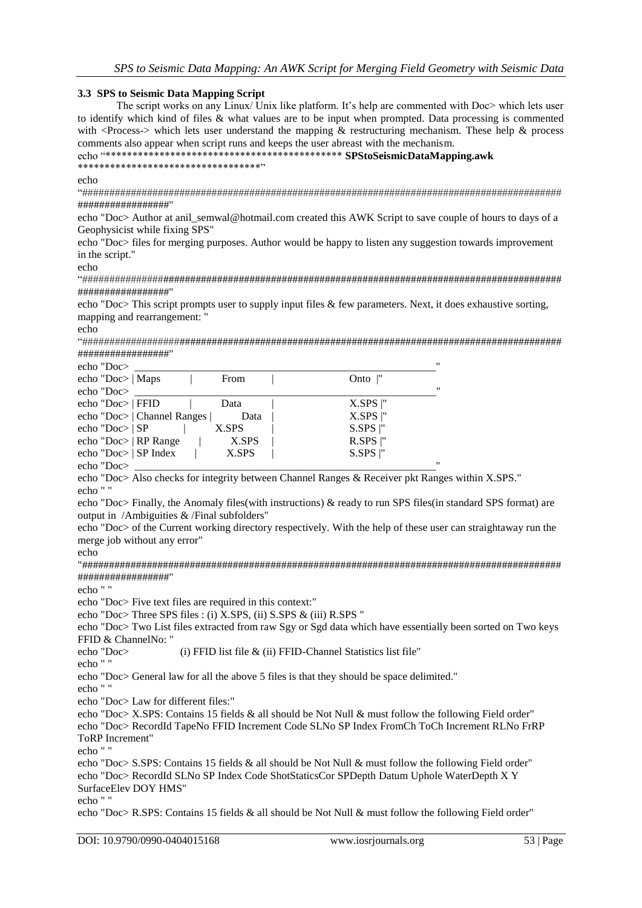### 3.3 SPS to Seismic Data Mapping Script

The script works on any Linux/ Unix like platform. It's help are commented with Doc> which lets user to identify which kind of files & what values are to be input when prompted. Data processing is commented with <Process-> which lets user understand the mapping & restructuring mechanism. These help & process comments also appear when script runs and keeps the user abreast with the mechanism.

```
echo "********************************************** SPStoSeismicDataMapping.awk **********************************"
echo "#########################################################################################################"
echo "Doc> Author at anil_semwal@hotmail.com created this AWK Script to save couple of hours to days of a Geophysicist while fixing SPS"
echo "Doc> files for merging purposes. Author would be happy to listen any suggestion towards improvement in the script."
echo "#########################################################################################################"
echo "Doc> This script prompts user to supply input files & few parameters. Next, it does exhaustive sorting, mapping and rearrangement: "
echo "#########################################################################################################"
echo "Doc>  _________________________________________________________"
echo "Doc> | Maps            |        From         |         Onto  |"
echo "Doc>  _________________________________________________________"
echo "Doc> | FFID            |        Data         |        X.SPS  |"
echo "Doc> | Channel Ranges  |        Data         |        X.SPS  |"
echo "Doc> | SP              |        X.SPS        |        S.SPS  |"
echo "Doc> | RP Range        |        X.SPS        |        R.SPS  |"
echo "Doc> | SP Index        |        X.SPS        |        S.SPS  |"
echo "Doc>  _________________________________________________________"
echo "Doc> Also checks for integrity between Channel Ranges & Receiver pkt Ranges within X.SPS."
echo " "
echo "Doc> Finally, the Anomaly files(with instructions) & ready to run SPS files(in standard SPS format) are output in  /Ambiguities & /Final subfolders"
echo "Doc> of the Current working directory respectively. With the help of these user can straightaway run the merge job without any error"
echo "#########################################################################################################"
echo " "
echo "Doc> Five text files are required in this context:"
echo "Doc> Three SPS files : (i) X.SPS, (ii) S.SPS & (iii) R.SPS "
echo "Doc> Two List files extracted from raw Sgy or Sgd data which have essentially been sorted on Two keys FFID & ChannelNo: "
echo "Doc>          (i) FFID list file & (ii) FFID-Channel Statistics list file"
echo " "
echo "Doc> General law for all the above 5 files is that they should be space delimited."
echo " "
echo "Doc> Law for different files:"
echo "Doc> X.SPS: Contains 15 fields & all should be Not Null & must follow the following Field order"
echo "Doc> RecordId TapeNo FFID Increment Code SLNo SP Index FromCh ToCh Increment RLNo FrRP ToRP Increment"
echo " "
echo "Doc> S.SPS: Contains 15 fields & all should be Not Null & must follow the following Field order"
echo "Doc> RecordId SLNo SP Index Code ShotStaticsCor SPDepth Datum Uphole WaterDepth X Y SurfaceElev DOY HMS"
echo " "
echo "Doc> R.SPS: Contains 15 fields & all should be Not Null & must follow the following Field order"
```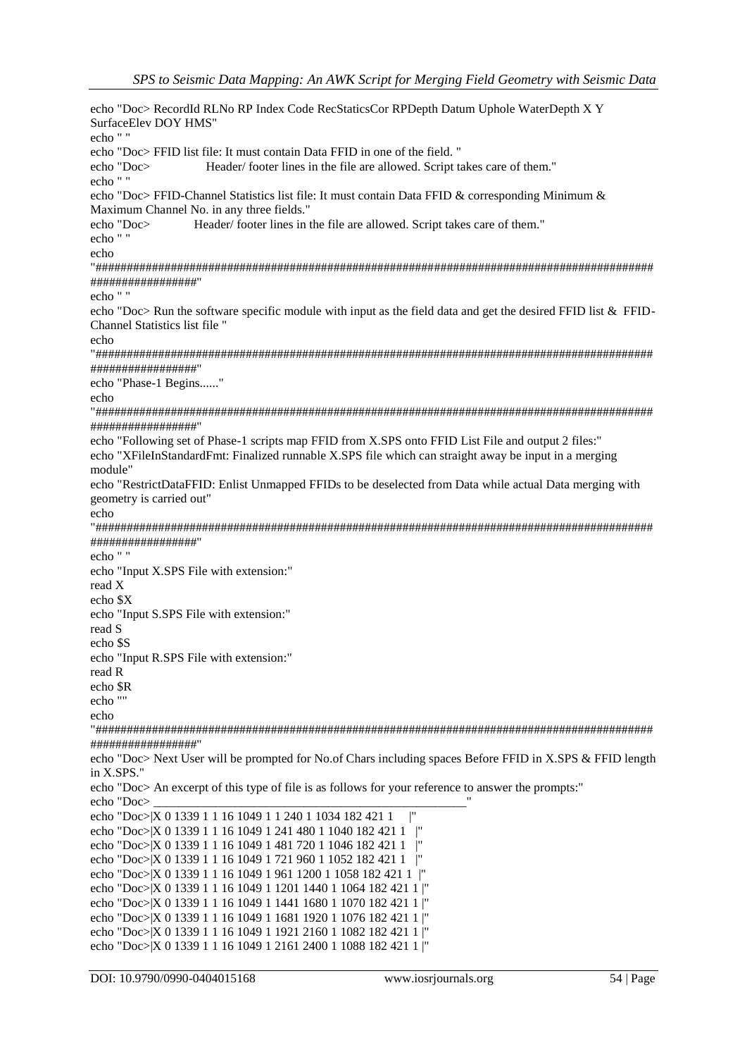```
echo "Doc> RecordId RLNo RP Index Code RecStaticsCor RPDepth Datum Uphole WaterDepth X Y SurfaceElev DOY HMS"
echo " "
echo "Doc> FFID list file: It must contain Data FFID in one of the field. "
echo "Doc>              Header/ footer lines in the file are allowed. Script takes care of them."
echo " "
echo "Doc> FFID-Channel Statistics list file: It must contain Data FFID & corresponding Minimum & Maximum Channel No. in any three fields."
echo "Doc>          Header/ footer lines in the file are allowed. Script takes care of them."
echo " "
echo "##########################################################################################################"
echo " "
echo "Doc> Run the software specific module with input as the field data and get the desired FFID list &  FFID-Channel Statistics list file "
echo "##########################################################################################################"
echo "Phase-1 Begins......"
echo "##########################################################################################################"
echo "Following set of Phase-1 scripts map FFID from X.SPS onto FFID List File and output 2 files:"
echo "XFileInStandardFmt: Finalized runnable X.SPS file which can straight away be input in a merging module"
echo "RestrictDataFFID: Enlist Unmapped FFIDs to be deselected from Data while actual Data merging with geometry is carried out"
echo "##########################################################################################################"
echo " "
echo "Input X.SPS File with extension:"
read X
echo $X
echo "Input S.SPS File with extension:"
read S
echo $S
echo "Input R.SPS File with extension:"
read R
echo $R
echo ""
echo "##########################################################################################################"
echo "Doc> Next User will be prompted for No.of Chars including spaces Before FFID in X.SPS & FFID length in X.SPS."
echo "Doc> An excerpt of this type of file is as follows for your reference to answer the prompts:"
echo "Doc> ____________________________________________________"
echo "Doc>|X 0 1339 1 1 16 1049 1 1 240 1 1034 182 421 1    |"
echo "Doc>|X 0 1339 1 1 16 1049 1 241 480 1 1040 182 421 1  |"
echo "Doc>|X 0 1339 1 1 16 1049 1 481 720 1 1046 182 421 1  |"
echo "Doc>|X 0 1339 1 1 16 1049 1 721 960 1 1052 182 421 1  |"
echo "Doc>|X 0 1339 1 1 16 1049 1 961 1200 1 1058 182 421 1 |"
echo "Doc>|X 0 1339 1 1 16 1049 1 1201 1440 1 1064 182 421 1 |"
echo "Doc>|X 0 1339 1 1 16 1049 1 1441 1680 1 1070 182 421 1 |"
echo "Doc>|X 0 1339 1 1 16 1049 1 1681 1920 1 1076 182 421 1 |"
echo "Doc>|X 0 1339 1 1 16 1049 1 1921 2160 1 1082 182 421 1 |"
echo "Doc>|X 0 1339 1 1 16 1049 1 2161 2400 1 1088 182 421 1 |"
```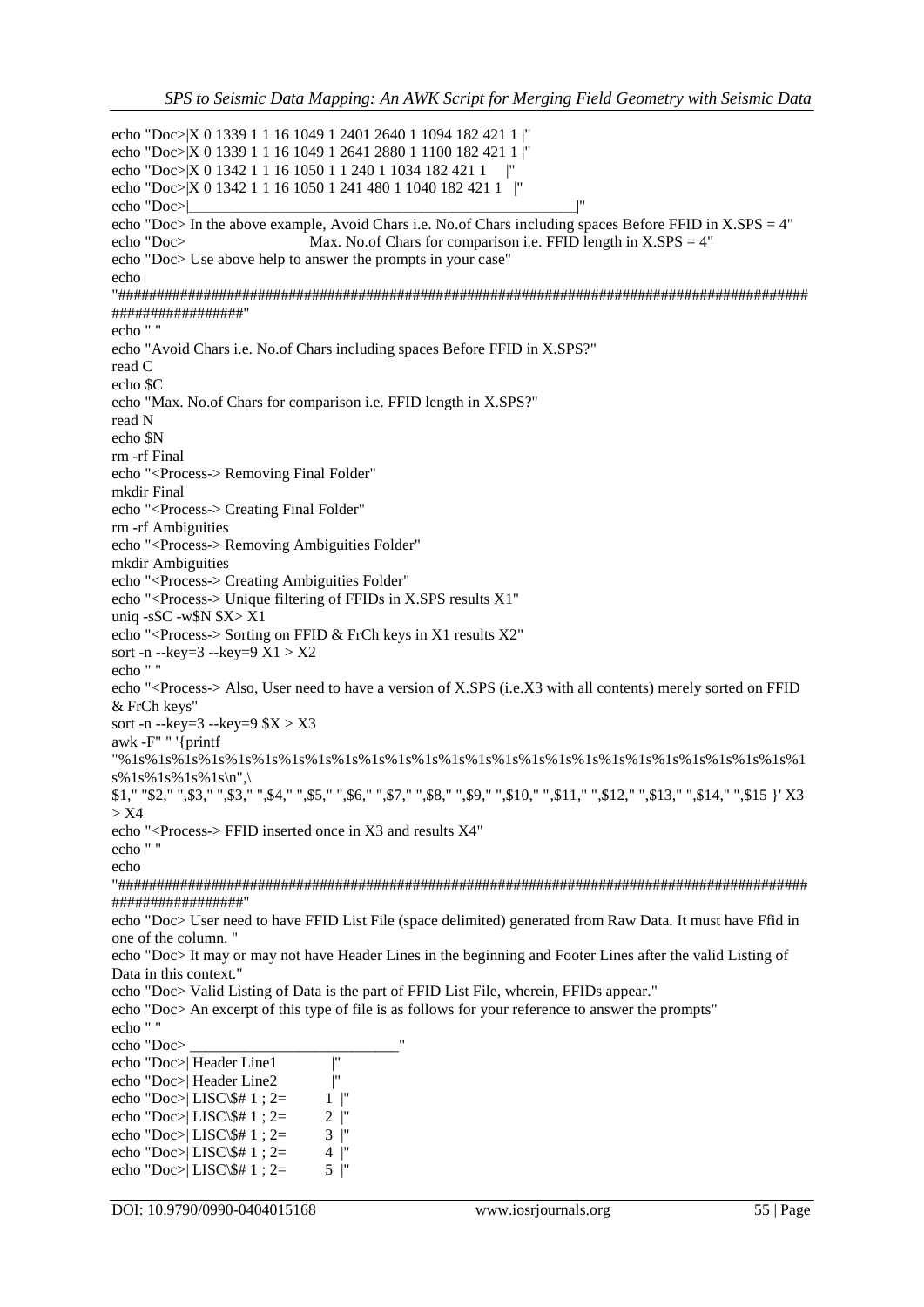```
echo "Doc>|X 0 1339 1 1 16 1049 1 2401 2640 1 1094 182 421 1 |"
echo "Doc>|X 0 1339 1 1 16 1049 1 2641 2880 1 1100 182 421 1 |"
echo "Doc>|X 0 1342 1 1 16 1050 1 1 240 1 1034 182 421 1    |"
echo "Doc>|X 0 1342 1 1 16 1050 1 241 480 1 1040 182 421 1   |"
echo "Doc>|_______________________________________________________|"
echo "Doc> In the above example, Avoid Chars i.e. No.of Chars including spaces Before FFID in X.SPS = 4"
echo "Doc>                        Max. No.of Chars for comparison i.e. FFID length in X.SPS = 4"
echo "Doc> Use above help to answer the prompts in your case"
echo
"#########################################################################################
################"
echo " "
echo "Avoid Chars i.e. No.of Chars including spaces Before FFID in X.SPS?"
read C
echo $C
echo "Max. No.of Chars for comparison i.e. FFID length in X.SPS?"
read N
echo $N
rm -rf Final
echo "<Process-> Removing Final Folder"
mkdir Final
echo "<Process-> Creating Final Folder"
rm -rf Ambiguities
echo "<Process-> Removing Ambiguities Folder"
mkdir Ambiguities
echo "<Process-> Creating Ambiguities Folder"
echo "<Process-> Unique filtering of FFIDs in X.SPS results X1"
uniq -s$C -w$N $X> X1
echo "<Process-> Sorting on FFID & FrCh keys in X1 results X2"
sort -n --key=3 --key=9 X1 > X2
echo " "
echo "<Process-> Also, User need to have a version of X.SPS (i.e.X3 with all contents) merely sorted on FFID
& FrCh keys"
sort -n --key=3 --key=9 $X > X3
awk -F" " '{printf
"%1s%1s%1s%1s%1s%1s%1s%1s%1s%1s%1s%1s%1s%1s%1s%1s%1s%1s%1s%1s%1s%1s%1s%1s%1s%1s%1s%1
s%1s%1s%1s%1s%1s\n",\
$1," "$2," ",$3," ",$3," ",$4," ",$5," ",$6," ",$7," ",$8," ",$9," ",$10," ",$11," ",$12," ",$13," ",$14," ",$15 }' X3
> X4
echo "<Process-> FFID inserted once in X3 and results X4"
echo " "
echo
"#########################################################################################
################"
echo "Doc> User need to have FFID List File (space delimited) generated from Raw Data. It must have Ffid in
one of the column. "
echo "Doc> It may or may not have Header Lines in the beginning and Footer Lines after the valid Listing of
Data in this context."
echo "Doc> Valid Listing of Data is the part of FFID List File, wherein, FFIDs appear."
echo "Doc> An excerpt of this type of file is as follows for your reference to answer the prompts"
echo " "
echo "Doc> ___________________________"
echo "Doc>| Header Line1            |"
echo "Doc>| Header Line2            |"
echo "Doc>| LISC\$# 1 ; 2=        1  |"
echo "Doc>| LISC\$# 1 ; 2=        2  |"
echo "Doc>| LISC\$# 1 ; 2=        3  |"
echo "Doc>| LISC\$# 1 ; 2=        4  |"
echo "Doc>| LISC\$# 1 ; 2=        5  |"
```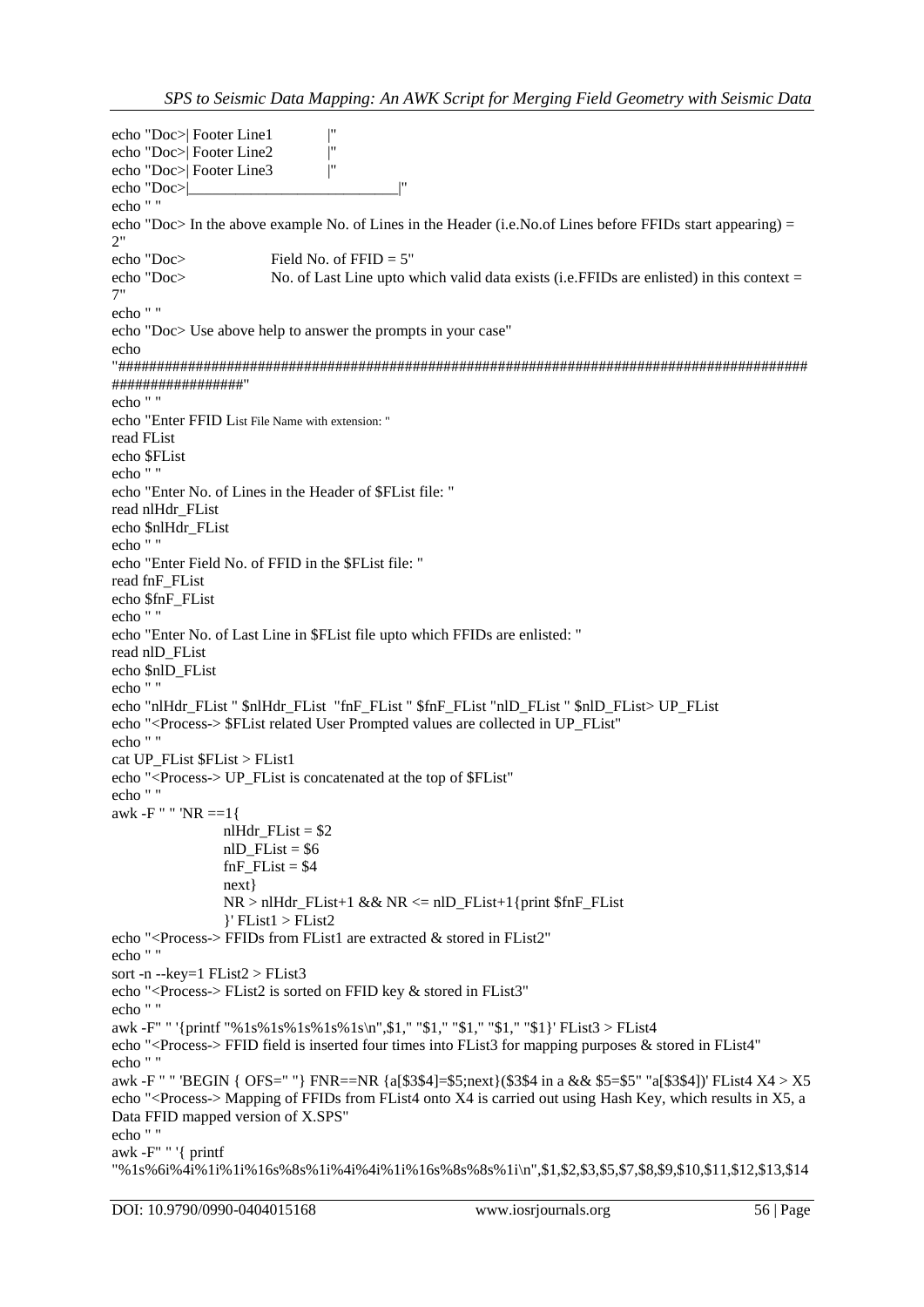```
echo "Doc>| Footer Line1            |"
echo "Doc>| Footer Line2            |"
echo "Doc>| Footer Line3            |"
echo "Doc>|___________________________|"
echo " "
echo "Doc> In the above example No. of Lines in the Header (i.e.No.of Lines before FFIDs start appearing) = 2"
echo "Doc>              Field No. of FFID = 5"
echo "Doc>              No. of Last Line upto which valid data exists (i.e.FFIDs are enlisted) in this context = 7"
echo " "
echo "Doc> Use above help to answer the prompts in your case"
echo
"##########################################################################################################"
echo " "
echo "Enter FFID List File Name with extension: "
read FList
echo $FList
echo " "
echo "Enter No. of Lines in the Header of $FList file: "
read nlHdr_FList
echo $nlHdr_FList
echo " "
echo "Enter Field No. of FFID in the $FList file: "
read fnF_FList
echo $fnF_FList
echo " "
echo "Enter No. of Last Line in $FList file upto which FFIDs are enlisted: "
read nlD_FList
echo $nlD_FList
echo " "
echo "nlHdr_FList " $nlHdr_FList  "fnF_FList " $fnF_FList "nlD_FList " $nlD_FList> UP_FList
echo "<Process-> $FList related User Prompted values are collected in UP_FList"
echo " "
cat UP_FList $FList > FList1
echo "<Process-> UP_FList is concatenated at the top of $FList"
echo " "
awk -F " " 'NR ==1{
                nlHdr_FList = $2
                nlD_FList = $6
                fnF_FList = $4
                next}
                NR > nlHdr_FList+1 && NR <= nlD_FList+1{print $fnF_FList
                }' FList1 > FList2
echo "<Process-> FFIDs from FList1 are extracted & stored in FList2"
echo " "
sort -n --key=1 FList2 > FList3
echo "<Process-> FList2 is sorted on FFID key & stored in FList3"
echo " "
awk -F" " '{printf "%1s%1s%1s%1s%1s\n",$1," "$1," "$1," "$1," "$1}' FList3 > FList4
echo "<Process-> FFID field is inserted four times into FList3 for mapping purposes & stored in FList4"
echo " "
awk -F " " 'BEGIN { OFS=" "} FNR==NR {a[$3$4]=$5;next}($3$4 in a && $5=$5" "a[$3$4])' FList4 X4 > X5
echo "<Process-> Mapping of FFIDs from FList4 onto X4 is carried out using Hash Key, which results in X5, a Data FFID mapped version of X.SPS"
echo " "
awk -F" " '{ printf
"%1s%6i%4i%1i%1i%16s%8s%1i%4i%4i%1i%16s%8s%8s%1i\n",$1,$2,$3,$5,$7,$8,$9,$10,$11,$12,$13,$14
```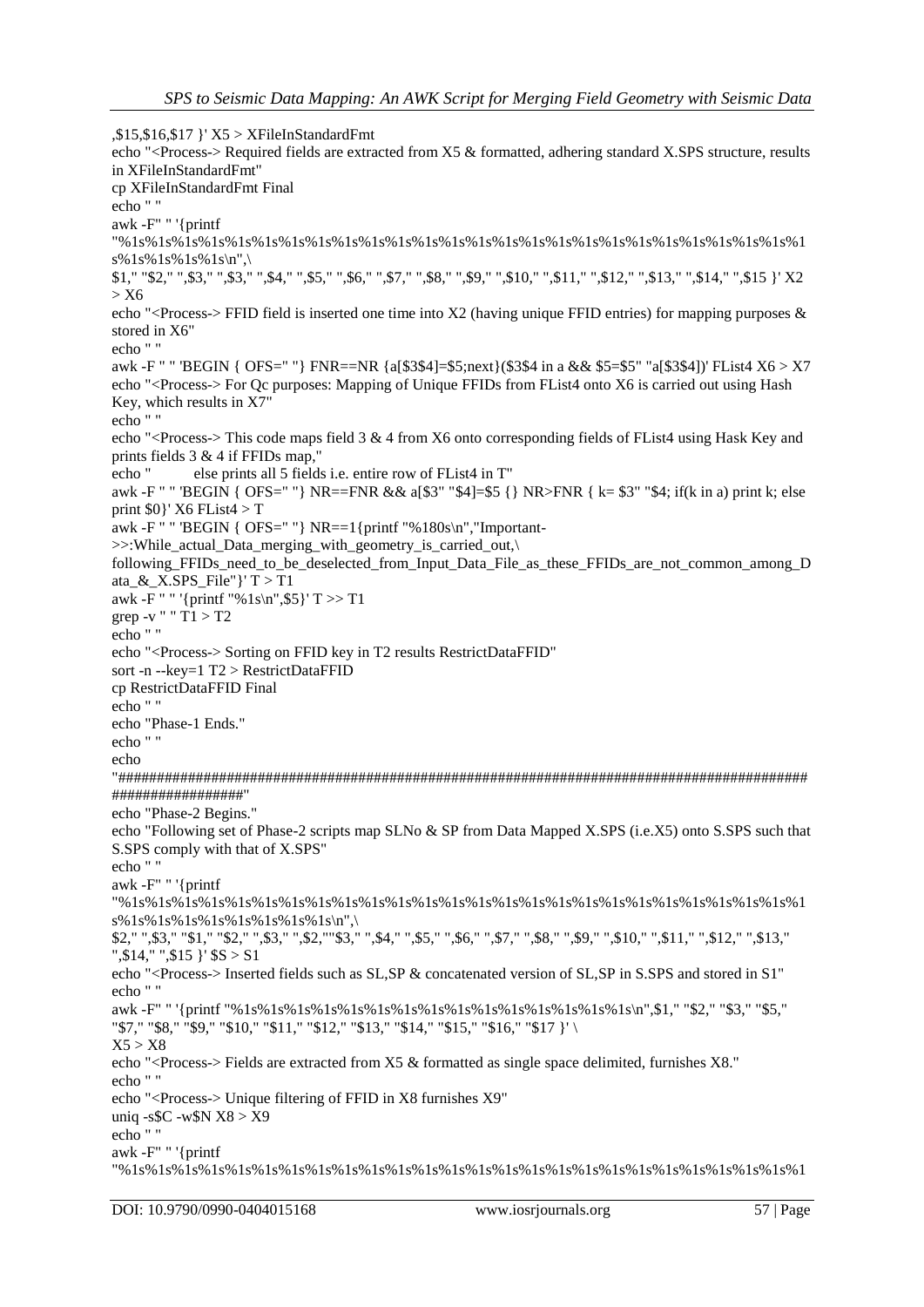```
,$15,$16,$17 }' X5 > XFileInStandardFmt
echo "<Process-> Required fields are extracted from X5 & formatted, adhering standard X.SPS structure, results in XFileInStandardFmt"
cp XFileInStandardFmt Final
echo " "
awk -F" " '{printf
"%1s%1s%1s%1s%1s%1s%1s%1s%1s%1s%1s%1s%1s%1s%1s%1s%1s%1s%1s%1s%1s%1s%1s%1s%1s%1s%1s%1s%1s%1s\n",\
$1," "$2," ",$3," ",$3," ",$4," ",$5," ",$6," ",$7," ",$8," ",$9," ",$10," ",$11," ",$12," ",$13," ",$14," ",$15 }' X2 > X6
echo "<Process-> FFID field is inserted one time into X2 (having unique FFID entries) for mapping purposes & stored in X6"
echo " "
awk -F " " 'BEGIN { OFS=" "} FNR==NR {a[$3$4]=$5;next}($3$4 in a && $5=$5" "a[$3$4])' FList4 X6 > X7
echo "<Process-> For Qc purposes: Mapping of Unique FFIDs from FList4 onto X6 is carried out using Hash Key, which results in X7"
echo " "
echo "<Process-> This code maps field 3 & 4 from X6 onto corresponding fields of FList4 using Hask Key and prints fields 3 & 4 if FFIDs map,"
echo "          else prints all 5 fields i.e. entire row of FList4 in T"
awk -F " " 'BEGIN { OFS=" "} NR==FNR && a[$3" "$4]=$5 {} NR>FNR { k= $3" "$4; if(k in a) print k; else print $0}' X6 FList4 > T
awk -F " " 'BEGIN { OFS=" "} NR==1{printf "%180s\n","Important->>:While_actual_Data_merging_with_geometry_is_carried_out,\
following_FFIDs_need_to_be_deselected_from_Input_Data_File_as_these_FFIDs_are_not_common_among_Data_&_X.SPS_File"}' T > T1
awk -F " " '{printf "%1s\n",$5}' T >> T1
grep -v " " T1 > T2
echo " "
echo "<Process-> Sorting on FFID key in T2 results RestrictDataFFID"
sort -n --key=1 T2 > RestrictDataFFID
cp RestrictDataFFID Final
echo " "
echo "Phase-1 Ends."
echo " "
echo
"##########################################################################################################"
echo "Phase-2 Begins."
echo "Following set of Phase-2 scripts map SLNo & SP from Data Mapped X.SPS (i.e.X5) onto S.SPS such that S.SPS comply with that of X.SPS"
echo " "
awk -F" " '{printf
"%1s%1s%1s%1s%1s%1s%1s%1s%1s%1s%1s%1s%1s%1s%1s%1s%1s%1s%1s%1s%1s%1s%1s%1s%1s%1s%1s%1s%1s%1s%1s%1s%1s%1s%1s%1s\n",\
$2," ",$3," "$1," "$2," ",$3," ",$2,""$3," ",$4," ",$5," ",$6," ",$7," ",$8," ",$9," ",$10," ",$11," ",$12," ",$13," ",$14," ",$15 }' $S > S1
echo "<Process-> Inserted fields such as SL,SP & concatenated version of SL,SP in S.SPS and stored in S1"
echo " "
awk -F" " '{printf "%1s%1s%1s%1s%1s%1s%1s%1s%1s%1s%1s%1s%1s%1s%1s%1s\n",$1," "$2," "$3," "$5," "$7," "$8," "$9," "$10," "$11," "$12," "$13," "$14," "$15," "$16," "$17 }' \
X5 > X8
echo "<Process-> Fields are extracted from X5 & formatted as single space delimited, furnishes X8."
echo " "
echo "<Process-> Unique filtering of FFID in X8 furnishes X9"
uniq -s$C -w$N X8 > X9
echo " "
awk -F" " '{printf
"%1s%1s%1s%1s%1s%1s%1s%1s%1s%1s%1s%1s%1s%1s%1s%1s%1s%1s%1s%1s%1s%1s%1s%1s%1s%1s%1s%1s%1s%1
```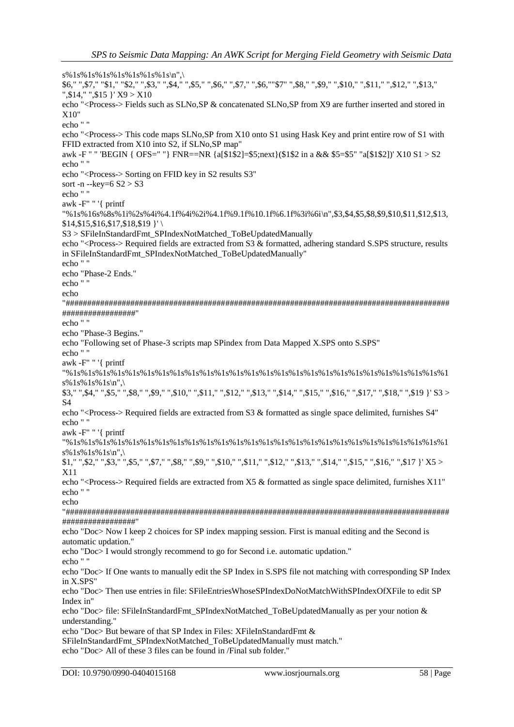```
s%1s%1s%1s%1s%1s%1s%1s\n",\
$6," ",$7," "$1," "$2," ",$3," ",$4," ",$5," ",$6," ",$7," ",$6,""$7" ",$8," ",$9," ",$10," ",$11," ",$12," ",$13,"
",$14," ",$15 }' X9 > X10
echo "<Process-> Fields such as SLNo,SP & concatenated SLNo,SP from X9 are further inserted and stored in
X10"
echo " "
echo "<Process-> This code maps SLNo,SP from X10 onto S1 using Hask Key and print entire row of S1 with
FFID extracted from X10 into S2, if SLNo,SP map"
awk -F " " 'BEGIN { OFS=" "} FNR==NR {a[$1$2]=$5;next}($1$2 in a && $5=$5" "a[$1$2])' X10 S1 > S2
echo " "
echo "<Process-> Sorting on FFID key in S2 results S3"
sort -n --key=6 S2 > S3
echo " "
awk -F" " '{ printf
"%1s%16s%8s%1i%2s%4i%4.1f%4i%2i%4.1f%9.1f%10.1f%6.1f%3i%6i\n",$3,$4,$5,$8,$9,$10,$11,$12,$13,
$14,$15,$16,$17,$18,$19 }' \
S3 > SFileInStandardFmt_SPIndexNotMatched_ToBeUpdatedManually
echo "<Process-> Required fields are extracted from S3 & formatted, adhering standard S.SPS structure, results
in SFileInStandardFmt_SPIndexNotMatched_ToBeUpdatedManually"
echo " "
echo "Phase-2 Ends."
echo " "
echo
"############################################################################################
#################"
echo " "
echo "Phase-3 Begins."
echo "Following set of Phase-3 scripts map SPindex from Data Mapped X.SPS onto S.SPS"
echo " "
awk -F" " '{ printf
"%1s%1s%1s%1s%1s%1s%1s%1s%1s%1s%1s%1s%1s%1s%1s%1s%1s%1s%1s%1s%1s%1s%1s%1s%1s%1s%1
s%1s%1s%1s\n",\
$3," ",$4," ",$5," ",$8," ",$9," ",$10," ",$11," ",$12," ",$13," ",$14," ",$15," ",$16," ",$17," ",$18," ",$19 }' S3 >
S4
echo "<Process-> Required fields are extracted from S3 & formatted as single space delimited, furnishes S4"
echo " "
awk -F" " '{ printf
"%1s%1s%1s%1s%1s%1s%1s%1s%1s%1s%1s%1s%1s%1s%1s%1s%1s%1s%1s%1s%1s%1s%1s%1s%1s%1s%1
s%1s%1s%1s\n",\
$1," ",$2," ",$3," ",$5," ",$7," ",$8," ",$9," ",$10," ",$11," ",$12," ",$13," ",$14," ",$15," ",$16," ",$17 }' X5 >
X11
echo "<Process-> Required fields are extracted from X5 & formatted as single space delimited, furnishes X11"
echo " "
echo
"############################################################################################
#################"
echo "Doc> Now I keep 2 choices for SP index mapping session. First is manual editing and the Second is
automatic updation."
echo "Doc> I would strongly recommend to go for Second i.e. automatic updation."
echo " "
echo "Doc> If One wants to manually edit the SP Index in S.SPS file not matching with corresponding SP Index
in X.SPS"
echo "Doc> Then use entries in file: SFileEntriesWhoseSPIndexDoNotMatchWithSPIndexOfXFile to edit SP
Index in"
echo "Doc> file: SFileInStandardFmt_SPIndexNotMatched_ToBeUpdatedManually as per your notion &
understanding."
echo "Doc> But beware of that SP Index in Files: XFileInStandardFmt &
SFileInStandardFmt_SPIndexNotMatched_ToBeUpdatedManually must match."
echo "Doc> All of these 3 files can be found in /Final sub folder."
```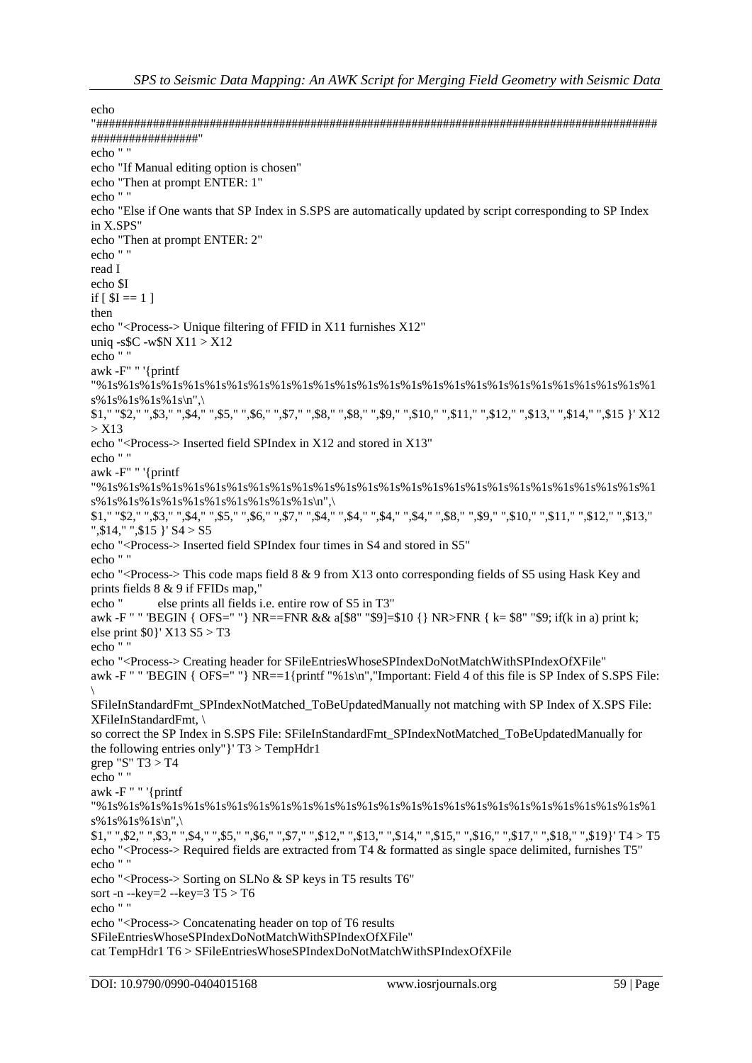```
echo "#####################################################################################
################"
echo " "
echo "If Manual editing option is chosen"
echo "Then at prompt ENTER: 1"
echo " "
echo "Else if One wants that SP Index in S.SPS are automatically updated by script corresponding to SP Index
in X.SPS"
echo "Then at prompt ENTER: 2"
echo " "
read I
echo $I
if [ $I == 1 ]
then
echo "<Process-> Unique filtering of FFID in X11 furnishes X12"
uniq -s$C -w$N X11 > X12
echo " "
awk -F" " '{printf
"%1s%1s%1s%1s%1s%1s%1s%1s%1s%1s%1s%1s%1s%1s%1s%1s%1s%1s%1s%1s%1s%1s%1s%1s%1s%1
s%1s%1s%1s%1s\n",\
$1," "$2," ",$3," ",$4," ",$5," ",$6," ",$7," ",$8," ",$8," ",$9," ",$10," ",$11," ",$12," ",$13," ",$14," ",$15 }' X12
> X13
echo "<Process-> Inserted field SPIndex in X12 and stored in X13"
echo " "
awk -F" " '{printf
"%1s%1s%1s%1s%1s%1s%1s%1s%1s%1s%1s%1s%1s%1s%1s%1s%1s%1s%1s%1s%1s%1s%1s%1s%1s%1
s%1s%1s%1s%1s%1s%1s%1s%1s%1s\n",\
$1," "$2," ",$3," ",$4," ",$5," ",$6," ",$7," ",$4," ",$4," ",$4," ",$4," ",$8," ",$9," ",$10," ",$11," ",$12," ",$13,"
",$14," ",$15 }' S4 > S5
echo "<Process-> Inserted field SPIndex four times in S4 and stored in S5"
echo " "
echo "<Process-> This code maps field 8 & 9 from X13 onto corresponding fields of S5 using Hask Key and
prints fields 8 & 9 if FFIDs map,"
echo "        else prints all fields i.e. entire row of S5 in T3"
awk -F " " 'BEGIN { OFS=" "} NR==FNR && a[$8" "$9]=$10 {} NR>FNR { k= $8" "$9; if(k in a) print k;
else print $0}' X13 S5 > T3
echo " "
echo "<Process-> Creating header for SFileEntriesWhoseSPIndexDoNotMatchWithSPIndexOfXFile"
awk -F " " 'BEGIN { OFS=" "} NR==1{printf "%1s\n","Important: Field 4 of this file is SP Index of S.SPS File:
\
SFileInStandardFmt_SPIndexNotMatched_ToBeUpdatedManually not matching with SP Index of X.SPS File:
XFileInStandardFmt, \
so correct the SP Index in S.SPS File: SFileInStandardFmt_SPIndexNotMatched_ToBeUpdatedManually for
the following entries only"}' T3 > TempHdr1
grep "S" T3 > T4
echo " "
awk -F " " '{printf
"%1s%1s%1s%1s%1s%1s%1s%1s%1s%1s%1s%1s%1s%1s%1s%1s%1s%1s%1s%1s%1s%1s%1s%1s%1s%1
s%1s%1s%1s%1s\n",\
$1," ",$2," ",$3," ",$4," ",$5," ",$6," ",$7," ",$12," ",$13," ",$14," ",$15," ",$16," ",$17," ",$18," ",$19}' T4 > T5
echo "<Process-> Required fields are extracted from T4 & formatted as single space delimited, furnishes T5"
echo " "
echo "<Process-> Sorting on SLNo & SP keys in T5 results T6"
sort -n --key=2 --key=3 T5 > T6
echo " "
echo "<Process-> Concatenating header on top of T6 results
SFileEntriesWhoseSPIndexDoNotMatchWithSPIndexOfXFile"
cat TempHdr1 T6 > SFileEntriesWhoseSPIndexDoNotMatchWithSPIndexOfXFile
```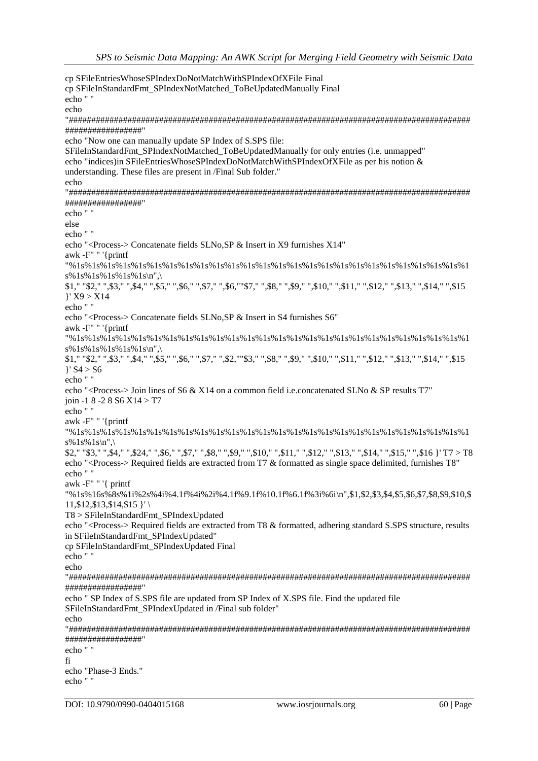```
cp SFileEntriesWhoseSPIndexDoNotMatchWithSPIndexOfXFile Final
cp SFileInStandardFmt_SPIndexNotMatched_ToBeUpdatedManually Final
echo " "
echo
"##########################################################################################
#################"
echo "Now one can manually update SP Index of S.SPS file:
SFileInStandardFmt_SPIndexNotMatched_ToBeUpdatedManually for only entries (i.e. unmapped"
echo "indices)in SFileEntriesWhoseSPIndexDoNotMatchWithSPIndexOfXFile as per his notion &
understanding. These files are present in /Final Sub folder."
echo
"##########################################################################################
#################"
echo " "
else
echo " "
echo "<Process-> Concatenate fields SLNo,SP & Insert in X9 furnishes X14"
awk -F" " '{printf
"%1s%1s%1s%1s%1s%1s%1s%1s%1s%1s%1s%1s%1s%1s%1s%1s%1s%1s%1s%1s%1s%1s%1s%1s%1s%1s%1
s%1s%1s%1s%1s%1s%1s\n",\
$1," "$2," ",$3," ",$4," ",$5," ",$6," ",$7," ",$6,""$7," ",$8," ",$9," ",$10," ",$11," ",$12," ",$13," ",$14," ",$15
}' X9 > X14
echo " "
echo "<Process-> Concatenate fields SLNo,SP & Insert in S4 furnishes S6"
awk -F" " '{printf
"%1s%1s%1s%1s%1s%1s%1s%1s%1s%1s%1s%1s%1s%1s%1s%1s%1s%1s%1s%1s%1s%1s%1s%1s%1s%1s%1
s%1s%1s%1s%1s%1s%1s\n",\
$1," "$2," ",$3," ",$4," ",$5," ",$6," ",$7," ",$2,""$3," ",$8," ",$9," ",$10," ",$11," ",$12," ",$13," ",$14," ",$15
}' S4 > S6
echo " "
echo "<Process-> Join lines of S6 & X14 on a common field i.e.concatenated SLNo & SP results T7"
join -1 8 -2 8 S6 X14 > T7
echo " "
awk -F" " '{printf
"%1s%1s%1s%1s%1s%1s%1s%1s%1s%1s%1s%1s%1s%1s%1s%1s%1s%1s%1s%1s%1s%1s%1s%1s%1s%1s%1
s%1s%1s\n",\
$2," "$3," ",$4," ",$24," ",$6," ",$7," ",$8," ",$9," ",$10," ",$11," ",$12," ",$13," ",$14," ",$15," ",$16 }' T7 > T8
echo "<Process-> Required fields are extracted from T7 & formatted as single space delimited, furnishes T8"
echo " "
awk -F" " '{ printf
"%1s%16s%8s%1i%2s%4i%4.1f%4i%2i%4.1f%9.1f%10.1f%6.1f%3i%6i\n",$1,$2,$3,$4,$5,$6,$7,$8,$9,$10,$
11,$12,$13,$14,$15 }' \
T8 > SFileInStandardFmt_SPIndexUpdated
echo "<Process-> Required fields are extracted from T8 & formatted, adhering standard S.SPS structure, results
in SFileInStandardFmt_SPIndexUpdated"
cp SFileInStandardFmt_SPIndexUpdated Final
echo " "
echo
"##########################################################################################
#################"
echo " SP Index of S.SPS file are updated from SP Index of X.SPS file. Find the updated file
SFileInStandardFmt_SPIndexUpdated in /Final sub folder"
echo
"##########################################################################################
#################"
echo " "
fi
echo "Phase-3 Ends."
echo " "
```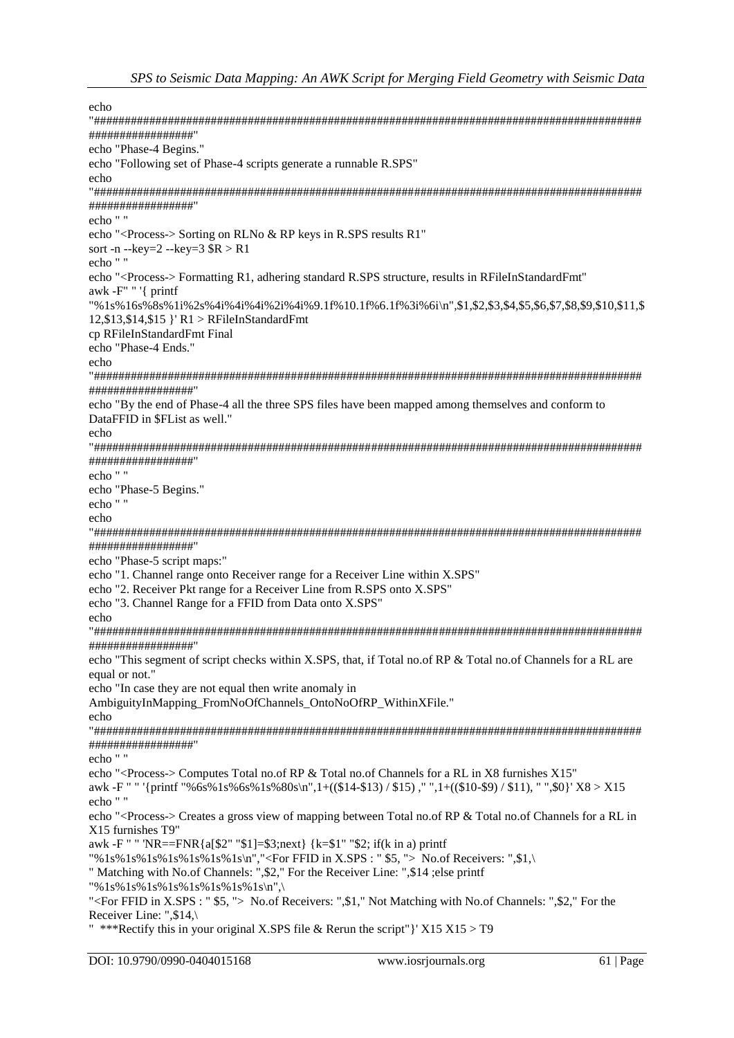```
echo
"###########################################################################################
#################"
echo "Phase-4 Begins."
echo "Following set of Phase-4 scripts generate a runnable R.SPS"
echo
"###########################################################################################
#################"
echo " "
echo "<Process-> Sorting on RLNo & RP keys in R.SPS results R1"
sort -n --key=2 --key=3 $R > R1
echo " "
echo "<Process-> Formatting R1, adhering standard R.SPS structure, results in RFileInStandardFmt"
awk -F" " '{ printf
"%1s%16s%8s%1i%2s%4i%4i%4i%2i%4i%9.1f%10.1f%6.1f%3i%6i\n",$1,$2,$3,$4,$5,$6,$7,$8,$9,$10,$11,$
12,$13,$14,$15 }' R1 > RFileInStandardFmt
cp RFileInStandardFmt Final
echo "Phase-4 Ends."
echo
"###########################################################################################
#################"
echo "By the end of Phase-4 all the three SPS files have been mapped among themselves and conform to
DataFFID in $FList as well."
echo
"###########################################################################################
#################"
echo " "
echo "Phase-5 Begins."
echo " "
echo
"###########################################################################################
#################"
echo "Phase-5 script maps:"
echo "1. Channel range onto Receiver range for a Receiver Line within X.SPS"
echo "2. Receiver Pkt range for a Receiver Line from R.SPS onto X.SPS"
echo "3. Channel Range for a FFID from Data onto X.SPS"
echo
"###########################################################################################
#################"
echo "This segment of script checks within X.SPS, that, if Total no.of RP & Total no.of Channels for a RL are
equal or not."
echo "In case they are not equal then write anomaly in
AmbiguityInMapping_FromNoOfChannels_OntoNoOfRP_WithinXFile."
echo
"###########################################################################################
#################"
echo " "
echo "<Process-> Computes Total no.of RP & Total no.of Channels for a RL in X8 furnishes X15"
awk -F " " '{printf "%6s%1s%6s%1s%80s\n",1+(($14-$13) / $15) ," ",1+(($10-$9) / $11), " ",$0}' X8 > X15
echo " "
echo "<Process-> Creates a gross view of mapping between Total no.of RP & Total no.of Channels for a RL in
X15 furnishes T9"
awk -F " " 'NR==FNR{a[$2" "$1]=$3;next} {k=$1" "$2; if(k in a) printf
"%1s%1s%1s%1s%1s%1s%1s\n","<For FFID in X.SPS : " $5, "> No.of Receivers: ",$1,\
" Matching with No.of Channels: ",$2," For the Receiver Line: ",$14 ;else printf
"%1s%1s%1s%1s%1s%1s%1s%1s\n",\
"<For FFID in X.SPS : " $5, "> No.of Receivers: ",$1," Not Matching with No.of Channels: ",$2," For the
Receiver Line: ",$14,\
" ***Rectify this in your original X.SPS file & Rerun the script"}' X15 X15 > T9
```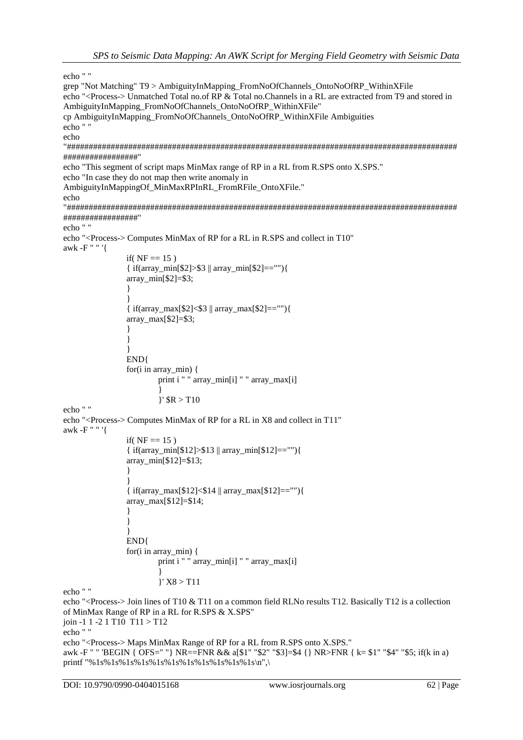```
echo " "
grep "Not Matching" T9 > AmbiguityInMapping_FromNoOfChannels_OntoNoOfRP_WithinXFile
echo "<Process-> Unmatched Total no.of RP & Total no.Channels in a RL are extracted from T9 and stored in AmbiguityInMapping_FromNoOfChannels_OntoNoOfRP_WithinXFile"
cp AmbiguityInMapping_FromNoOfChannels_OntoNoOfRP_WithinXFile Ambiguities
echo " "
echo
"############################################################################################################"
echo "This segment of script maps MinMax range of RP in a RL from R.SPS onto X.SPS."
echo "In case they do not map then write anomaly in AmbiguityInMappingOf_MinMaxRPInRL_FromRFile_OntoXFile."
echo
"############################################################################################################"
echo " "
echo "<Process-> Computes MinMax of RP for a RL in R.SPS and collect in T10"
awk -F " " '{
                if( NF == 15 )
                { if(array_min[$2]>$3 || array_min[$2]==""){
                array_min[$2]=$3;
                }
                }
                { if(array_max[$2]<$3 || array_max[$2]==""){
                array_max[$2]=$3;
                }
                }
                }
                END{
                for(i in array_min) {
                        print i " " array_min[i] " " array_max[i]
                        }
                        }' $R > T10
echo " "
echo "<Process-> Computes MinMax of RP for a RL in X8 and collect in T11"
awk -F " " '{
                if( NF == 15 )
                { if(array_min[$12]>$13 || array_min[$12]==""){
                array_min[$12]=$13;
                }
                }
                { if(array_max[$12]<$14 || array_max[$12]==""){
                array_max[$12]=$14;
                }
                }
                }
                END{
                for(i in array_min) {
                        print i " " array_min[i] " " array_max[i]
                        }
                        }' X8 > T11
echo " "
echo "<Process-> Join lines of T10 & T11 on a common field RLNo results T12. Basically T12 is a collection of MinMax Range of RP in a RL for R.SPS & X.SPS"
join -1 1 -2 1 T10  T11 > T12
echo " "
echo "<Process-> Maps MinMax Range of RP for a RL from R.SPS onto X.SPS."
awk -F " " 'BEGIN { OFS=" "} NR==FNR && a[$1" "$2" "$3]=$4 {} NR>FNR { k= $1" "$4" "$5; if(k in a) printf "%1s%1s%1s%1s%1s%1s%1s%1s%1s%1s%1s\n",\
```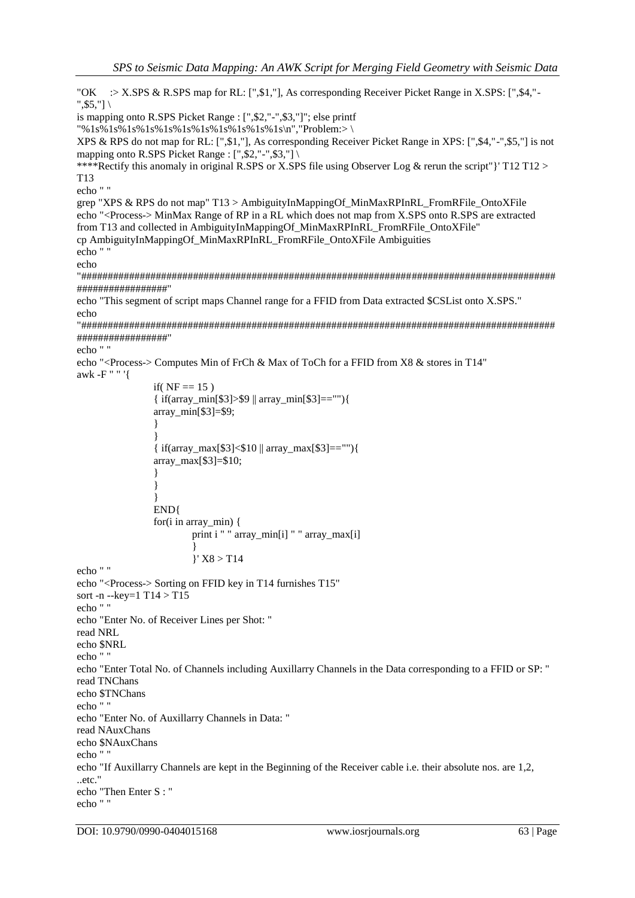```
"OK    :> X.SPS & R.SPS map for RL: [",$1,"], As corresponding Receiver Picket Range in X.SPS: [",$4,"-
",$5,"] \
is mapping onto R.SPS Picket Range : [",$2,"-",$3,"]"; else printf
"%1s%1s%1s%1s%1s%1s%1s%1s%1s%1s%1s\n","Problem:> \
XPS & RPS do not map for RL: [",$1,"], As corresponding Receiver Picket Range in XPS: [",$4,"-",$5,"] is not
mapping onto R.SPS Picket Range : [",$2,"-",$3,"] \
****Rectify this anomaly in original R.SPS or X.SPS file using Observer Log & rerun the script"}' T12 T12 >
T13
echo " "
grep "XPS & RPS do not map" T13 > AmbiguityInMappingOf_MinMaxRPInRL_FromRFile_OntoXFile
echo "<Process-> MinMax Range of RP in a RL which does not map from X.SPS onto R.SPS are extracted
from T13 and collected in AmbiguityInMappingOf_MinMaxRPInRL_FromRFile_OntoXFile"
cp AmbiguityInMappingOf_MinMaxRPInRL_FromRFile_OntoXFile Ambiguities
echo " "
echo
"############################################################################################
#################"
echo "This segment of script maps Channel range for a FFID from Data extracted $CSList onto X.SPS."
echo
"############################################################################################
#################"
echo " "
echo "<Process-> Computes Min of FrCh & Max of ToCh for a FFID from X8 & stores in T14"
awk -F " " '{
                if( NF == 15 )
                { if(array_min[$3]>$9 || array_min[$3]==""){
                array_min[$3]=$9;
                }
                }
                { if(array_max[$3]<$10 || array_max[$3]==""){
                array_max[$3]=$10;
                }
                }
                }
                END{
                for(i in array_min) {
                        print i " " array_min[i] " " array_max[i]
                        }
                        }' X8 > T14
echo " "
echo "<Process-> Sorting on FFID key in T14 furnishes T15"
sort -n --key=1 T14 > T15
echo " "
echo "Enter No. of Receiver Lines per Shot: "
read NRL
echo $NRL
echo " "
echo "Enter Total No. of Channels including Auxillarry Channels in the Data corresponding to a FFID or SP: "
read TNChans
echo $TNChans
echo " "
echo "Enter No. of Auxillarry Channels in Data: "
read NAuxChans
echo $NAuxChans
echo " "
echo "If Auxillarry Channels are kept in the Beginning of the Receiver cable i.e. their absolute nos. are 1,2,
..etc."
echo "Then Enter S : "
echo " "
```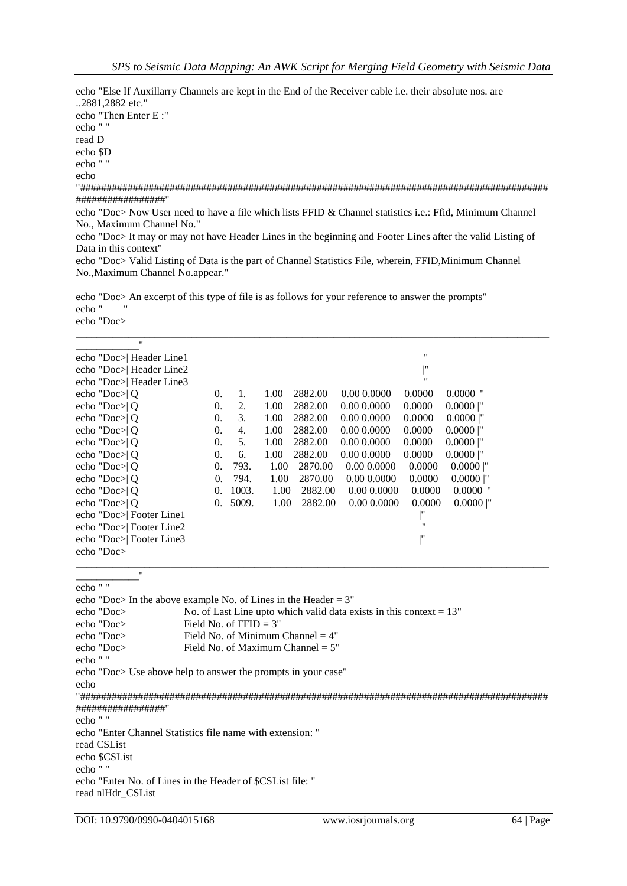```
echo "Else If Auxillarry Channels are kept in the End of the Receiver cable i.e. their absolute nos. are ..2881,2882 etc."
echo "Then Enter E :"
echo " "
read D
echo $D
echo " "
echo
"##########################################################################################################"
echo "Doc> Now User need to have a file which lists FFID & Channel statistics i.e.: Ffid, Minimum Channel No., Maximum Channel No."
echo "Doc> It may or may not have Header Lines in the beginning and Footer Lines after the valid Listing of Data in this context"
echo "Doc> Valid Listing of Data is the part of Channel Statistics File, wherein, FFID,Minimum Channel No.,Maximum Channel No.appear."

echo "Doc> An excerpt of this type of file is as follows for your reference to answer the prompts"
echo "      "
echo "Doc>
____________________________________________________________________________________________________________"
echo "Doc>| Header Line1                                                                          |"
echo "Doc>| Header Line2                                                                          |"
echo "Doc>| Header Line3                                                                          |"
echo "Doc>| Q              0.   1.     1.00   2882.00    0.00 0.0000    0.0000    0.0000 |"
echo "Doc>| Q              0.   2.     1.00   2882.00    0.00 0.0000    0.0000    0.0000 |"
echo "Doc>| Q              0.   3.     1.00   2882.00    0.00 0.0000    0.0000    0.0000 |"
echo "Doc>| Q              0.   4.     1.00   2882.00    0.00 0.0000    0.0000    0.0000 |"
echo "Doc>| Q              0.   5.     1.00   2882.00    0.00 0.0000    0.0000    0.0000 |"
echo "Doc>| Q              0.   6.     1.00   2882.00    0.00 0.0000    0.0000    0.0000 |"
echo "Doc>| Q              0.   793.    1.00   2870.00    0.00 0.0000    0.0000    0.0000 |"
echo "Doc>| Q              0.   794.    1.00   2870.00    0.00 0.0000    0.0000    0.0000 |"
echo "Doc>| Q              0.   1003.    1.00   2882.00    0.00 0.0000    0.0000    0.0000 |"
echo "Doc>| Q              0.   5009.    1.00   2882.00    0.00 0.0000    0.0000    0.0000 |"
echo "Doc>| Footer Line1                                                                          |"
echo "Doc>| Footer Line2                                                                          |"
echo "Doc>| Footer Line3                                                                          |"
echo "Doc>
____________________________________________________________________________________________________________"
echo " "
echo "Doc> In the above example No. of Lines in the Header = 3"
echo "Doc>          No. of Last Line upto which valid data exists in this context = 13"
echo "Doc>          Field No. of FFID = 3"
echo "Doc>          Field No. of Minimum Channel = 4"
echo "Doc>          Field No. of Maximum Channel = 5"
echo " "
echo "Doc> Use above help to answer the prompts in your case"
echo
"##########################################################################################################"
echo " "
echo "Enter Channel Statistics file name with extension: "
read CSList
echo $CSList
echo " "
echo "Enter No. of Lines in the Header of $CSList file: "
read nlHdr_CSList
```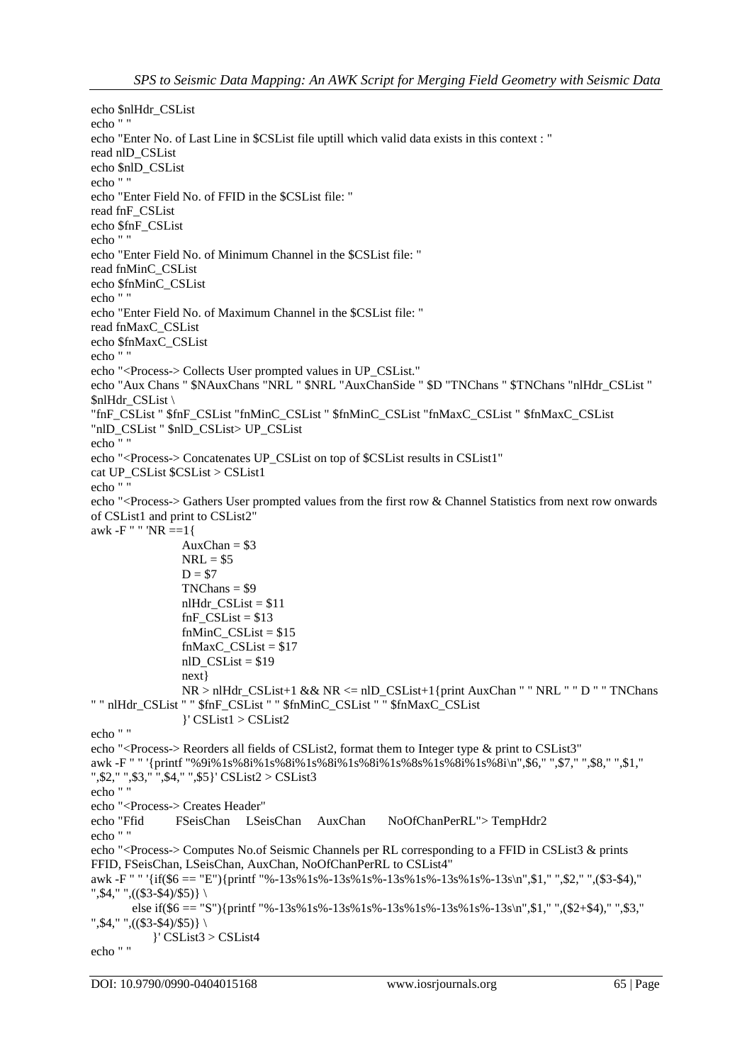```
echo $nlHdr_CSList
echo " "
echo "Enter No. of Last Line in $CSList file uptill which valid data exists in this context : "
read nlD_CSList
echo $nlD_CSList
echo " "
echo "Enter Field No. of FFID in the $CSList file: "
read fnF_CSList
echo $fnF_CSList
echo " "
echo "Enter Field No. of Minimum Channel in the $CSList file: "
read fnMinC_CSList
echo $fnMinC_CSList
echo " "
echo "Enter Field No. of Maximum Channel in the $CSList file: "
read fnMaxC_CSList
echo $fnMaxC_CSList
echo " "
echo "<Process-> Collects User prompted values in UP_CSList."
echo "Aux Chans " $NAuxChans "NRL " $NRL "AuxChanSide " $D "TNChans " $TNChans "nlHdr_CSList " $nlHdr_CSList \
"fnF_CSList " $fnF_CSList "fnMinC_CSList " $fnMinC_CSList "fnMaxC_CSList " $fnMaxC_CSList
"nlD_CSList " $nlD_CSList> UP_CSList
echo " "
echo "<Process-> Concatenates UP_CSList on top of $CSList results in CSList1"
cat UP_CSList $CSList > CSList1
echo " "
echo "<Process-> Gathers User prompted values from the first row & Channel Statistics from next row onwards of CSList1 and print to CSList2"
awk -F " " 'NR ==1{
                AuxChan = $3
                NRL = $5
                D = $7
                TNChans = $9
                nlHdr_CSList = $11
                fnF_CSList = $13
                fnMinC_CSList = $15
                fnMaxC_CSList = $17
                nlD_CSList = $19
                next}
                NR > nlHdr_CSList+1 && NR <= nlD_CSList+1{print AuxChan " " NRL " " D " " TNChans
" " nlHdr_CSList " " $fnF_CSList " " $fnMinC_CSList " " $fnMaxC_CSList
                }' CSList1 > CSList2
echo " "
echo "<Process-> Reorders all fields of CSList2, format them to Integer type & print to CSList3"
awk -F " " '{printf "%9i%1s%8i%1s%8i%1s%8i%1s%8i%1s%8s%1s%8i%1s%8i\n",$6," ",$7," ",$8," ",$1,"
",$2," ",$3," ",$4," ",$5}' CSList2 > CSList3
echo " "
echo "<Process-> Creates Header"
echo "Ffid        FSeisChan    LSeisChan    AuxChan       NoOfChanPerRL"> TempHdr2
echo " "
echo "<Process-> Computes No.of Seismic Channels per RL corresponding to a FFID in CSList3 & prints
FFID, FSeisChan, LSeisChan, AuxChan, NoOfChanPerRL to CSList4"
awk -F " " '{if($6 == "E"){printf "%-13s%1s%-13s%1s%-13s%1s%-13s%1s%-13s\n",$1," ",$2," ",($3-$4),"
",$4," ",(($3-$4)/$5)} \
        else if($6 == "S"){printf "%-13s%1s%-13s%1s%-13s%1s%-13s%1s%-13s\n",$1," ",($2+$4)," ",$3,"
",$4," ",(($3-$4)/$5)} \
            }' CSList3 > CSList4
echo " "
```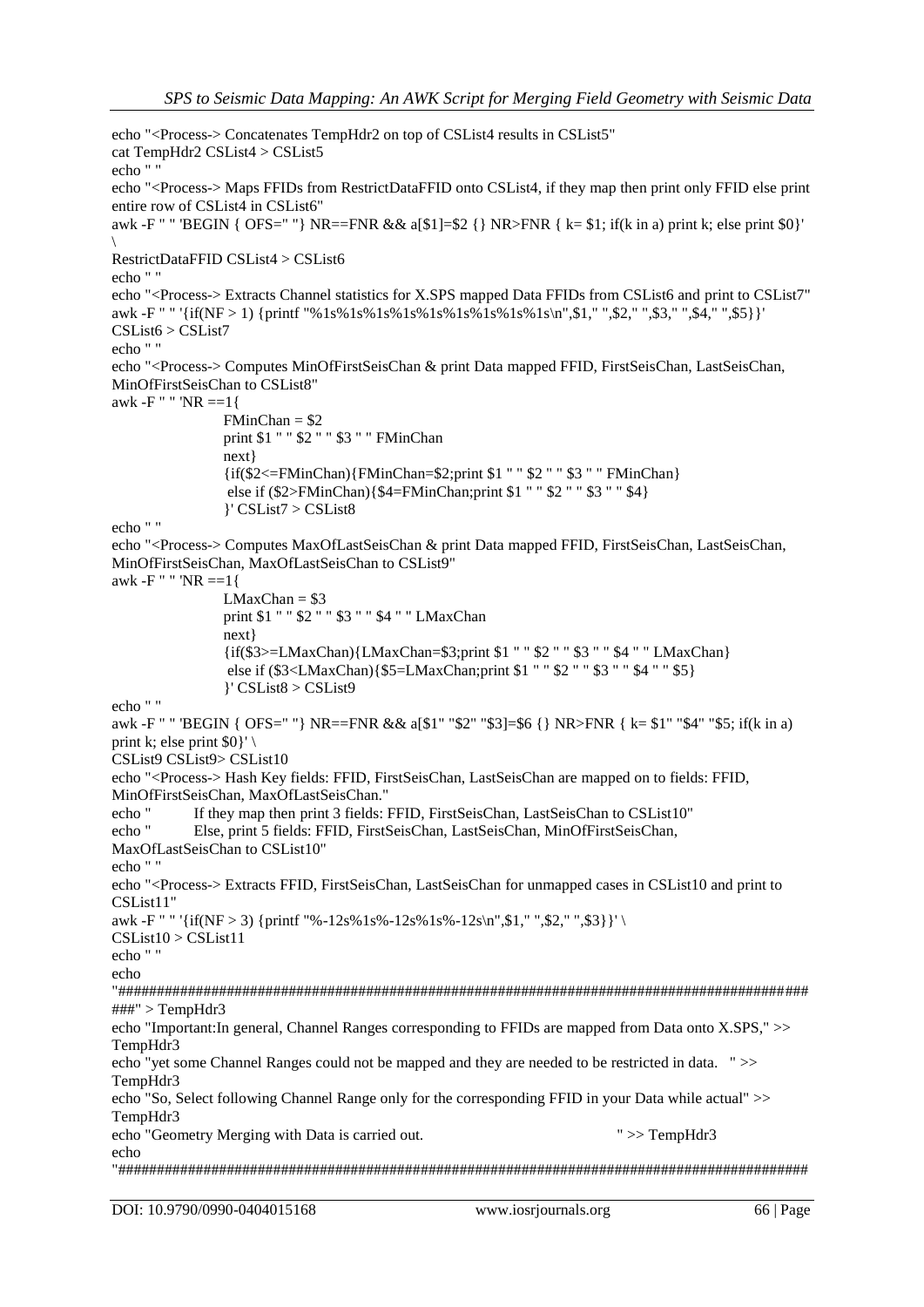```
echo "<Process-> Concatenates TempHdr2 on top of CSList4 results in CSList5"
cat TempHdr2 CSList4 > CSList5
echo " "
echo "<Process-> Maps FFIDs from RestrictDataFFID onto CSList4, if they map then print only FFID else print entire row of CSList4 in CSList6"
awk -F " " 'BEGIN { OFS=" "} NR==FNR && a[$1]=$2 {} NR>FNR { k= $1; if(k in a) print k; else print $0}' \
RestrictDataFFID CSList4 > CSList6
echo " "
echo "<Process-> Extracts Channel statistics for X.SPS mapped Data FFIDs from CSList6 and print to CSList7"
awk -F " " '{if(NF > 1) {printf "%1s%1s%1s%1s%1s%1s%1s%1s%1s\n",$1," ",$2," ",$3," ",$4," ",$5}}'
CSList6 > CSList7
echo " "
echo "<Process-> Computes MinOfFirstSeisChan & print Data mapped FFID, FirstSeisChan, LastSeisChan, MinOfFirstSeisChan to CSList8"
awk -F " " 'NR ==1{
                FMinChan = $2
                print $1 " " $2 " " $3 " " FMinChan
                next}
                {if($2<=FMinChan){FMinChan=$2;print $1 " " $2 " " $3 " " FMinChan}
                 else if ($2>FMinChan){$4=FMinChan;print $1 " " $2 " " $3 " " $4}
                }' CSList7 > CSList8
echo " "
echo "<Process-> Computes MaxOfLastSeisChan & print Data mapped FFID, FirstSeisChan, LastSeisChan, MinOfFirstSeisChan, MaxOfLastSeisChan to CSList9"
awk -F " " 'NR ==1{
                LMaxChan = $3
                print $1 " " $2 " " $3 " " $4 " " LMaxChan
                next}
                {if($3>=LMaxChan){LMaxChan=$3;print $1 " " $2 " " $3 " " $4 " " LMaxChan}
                 else if ($3<LMaxChan){$5=LMaxChan;print $1 " " $2 " " $3 " " $4 " " $5}
                }' CSList8 > CSList9
echo " "
awk -F " " 'BEGIN { OFS=" "} NR==FNR && a[$1" "$2" "$3]=$6 {} NR>FNR { k= $1" "$4" "$5; if(k in a) print k; else print $0}' \
CSList9 CSList9> CSList10
echo "<Process-> Hash Key fields: FFID, FirstSeisChan, LastSeisChan are mapped on to fields: FFID, MinOfFirstSeisChan, MaxOfLastSeisChan."
echo "        If they map then print 3 fields: FFID, FirstSeisChan, LastSeisChan to CSList10"
echo "        Else, print 5 fields: FFID, FirstSeisChan, LastSeisChan, MinOfFirstSeisChan, MaxOfLastSeisChan to CSList10"
echo " "
echo "<Process-> Extracts FFID, FirstSeisChan, LastSeisChan for unmapped cases in CSList10 and print to CSList11"
awk -F " " '{if(NF > 3) {printf "%-12s%1s%-12s%1s%-12s\n",$1," ",$2," ",$3}}' \
CSList10 > CSList11
echo " "
echo
"###########################################################################################" > TempHdr3
echo "Important:In general, Channel Ranges corresponding to FFIDs are mapped from Data onto X.SPS," >> TempHdr3
echo "yet some Channel Ranges could not be mapped and they are needed to be restricted in data.   " >>
TempHdr3
echo "So, Select following Channel Range only for the corresponding FFID in your Data while actual" >>
TempHdr3
echo "Geometry Merging with Data is carried out.                                   " >> TempHdr3
echo
"############################################################################################
```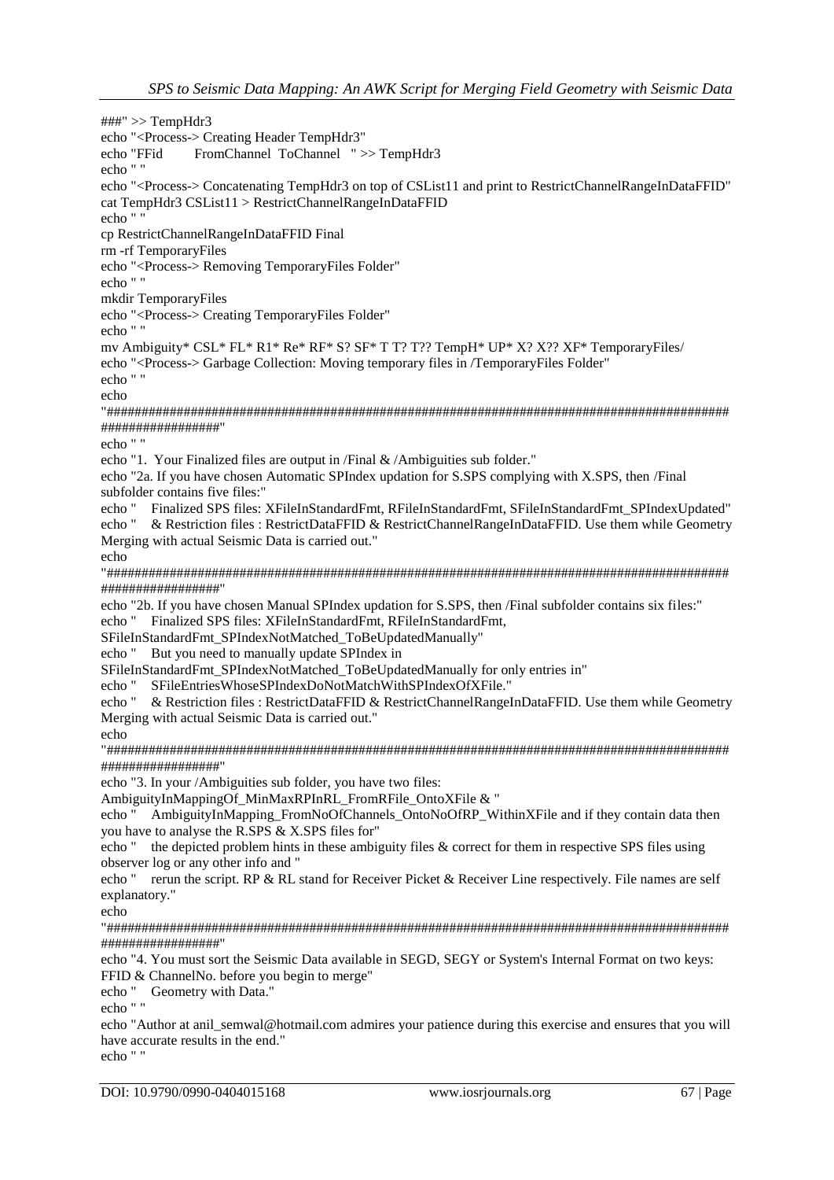```
###" >> TempHdr3
echo "<Process-> Creating Header TempHdr3"
echo "FFid        FromChannel  ToChannel   " >> TempHdr3
echo " "
echo "<Process-> Concatenating TempHdr3 on top of CSList11 and print to RestrictChannelRangeInDataFFID"
cat TempHdr3 CSList11 > RestrictChannelRangeInDataFFID
echo " "
cp RestrictChannelRangeInDataFFID Final
rm -rf TemporaryFiles
echo "<Process-> Removing TemporaryFiles Folder"
echo " "
mkdir TemporaryFiles
echo "<Process-> Creating TemporaryFiles Folder"
echo " "
mv Ambiguity* CSL* FL* R1* Re* RF* S? SF* T T? T?? TempH* UP* X? X?? XF* TemporaryFiles/
echo "<Process-> Garbage Collection: Moving temporary files in /TemporaryFiles Folder"
echo " "
echo
"#############################################################################################
#################"
echo " "
echo "1.  Your Finalized files are output in /Final & /Ambiguities sub folder."
echo "2a. If you have chosen Automatic SPIndex updation for S.SPS complying with X.SPS, then /Final subfolder contains five files:"
echo "    Finalized SPS files: XFileInStandardFmt, RFileInStandardFmt, SFileInStandardFmt_SPIndexUpdated"
echo "    & Restriction files : RestrictDataFFID & RestrictChannelRangeInDataFFID. Use them while Geometry Merging with actual Seismic Data is carried out."
echo
"#############################################################################################
#################"
echo "2b. If you have chosen Manual SPIndex updation for S.SPS, then /Final subfolder contains six files:"
echo "    Finalized SPS files: XFileInStandardFmt, RFileInStandardFmt,
SFileInStandardFmt_SPIndexNotMatched_ToBeUpdatedManually"
echo "    But you need to manually update SPIndex in
SFileInStandardFmt_SPIndexNotMatched_ToBeUpdatedManually for only entries in"
echo "    SFileEntriesWhoseSPIndexDoNotMatchWithSPIndexOfXFile."
echo "    & Restriction files : RestrictDataFFID & RestrictChannelRangeInDataFFID. Use them while Geometry Merging with actual Seismic Data is carried out."
echo
"#############################################################################################
#################"
echo "3. In your /Ambiguities sub folder, you have two files:
AmbiguityInMappingOf_MinMaxRPInRL_FromRFile_OntoXFile & "
echo "    AmbiguityInMapping_FromNoOfChannels_OntoNoOfRP_WithinXFile and if they contain data then you have to analyse the R.SPS & X.SPS files for"
echo "    the depicted problem hints in these ambiguity files & correct for them in respective SPS files using observer log or any other info and "
echo "    rerun the script. RP & RL stand for Receiver Picket & Receiver Line respectively. File names are self explanatory."
echo
"#############################################################################################
#################"
echo "4. You must sort the Seismic Data available in SEGD, SEGY or System's Internal Format on two keys: FFID & ChannelNo. before you begin to merge"
echo "    Geometry with Data."
echo " "
echo "Author at anil_semwal@hotmail.com admires your patience during this exercise and ensures that you will have accurate results in the end."
echo " "
```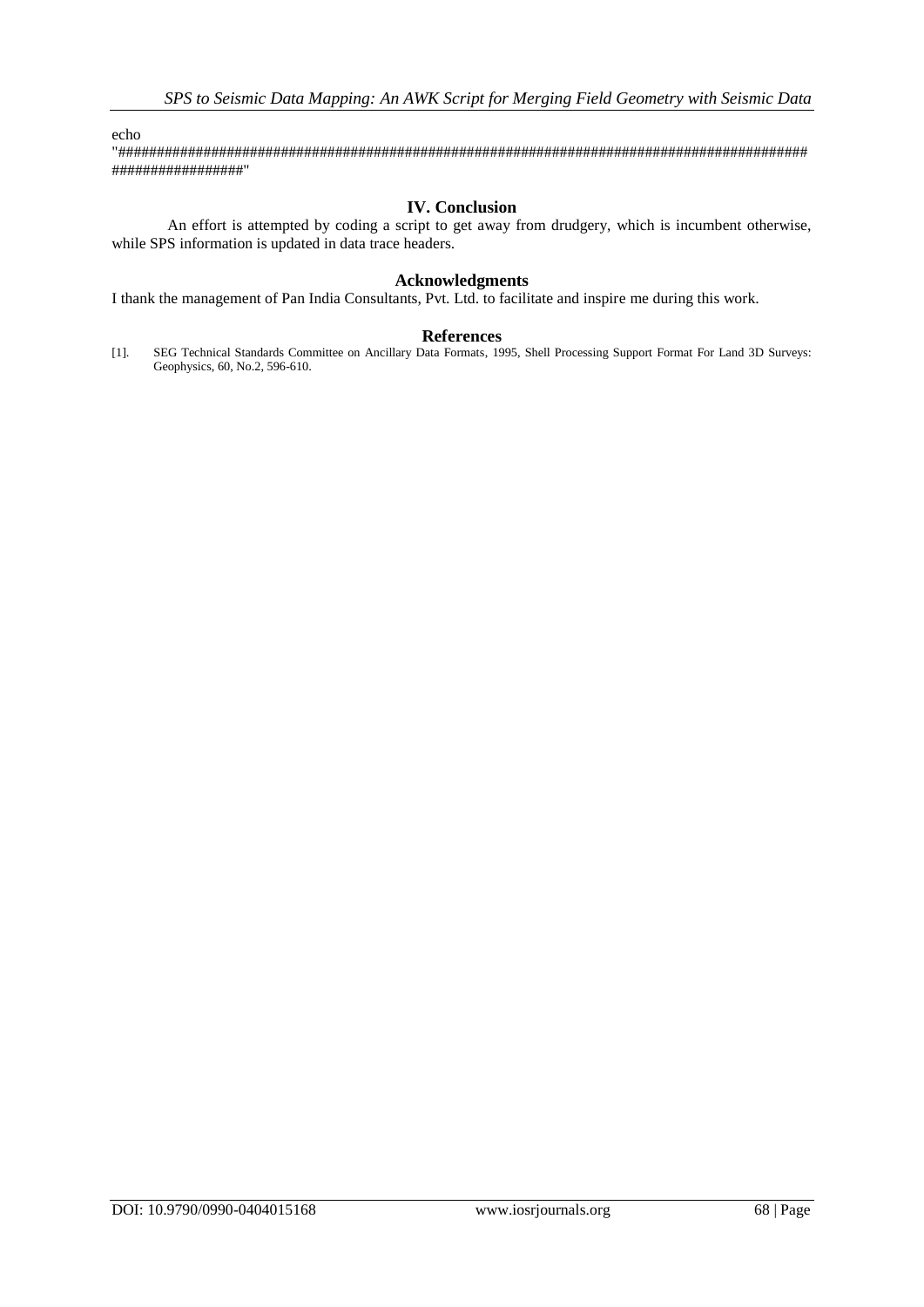```
echo
"################################################################################################
#################"
```

## IV. Conclusion

An effort is attempted by coding a script to get away from drudgery, which is incumbent otherwise, while SPS information is updated in data trace headers.

## Acknowledgments

I thank the management of Pan India Consultants, Pvt. Ltd. to facilitate and inspire me during this work.

## References

[1]. SEG Technical Standards Committee on Ancillary Data Formats, 1995, Shell Processing Support Format For Land 3D Surveys: Geophysics, 60, No.2, 596-610.